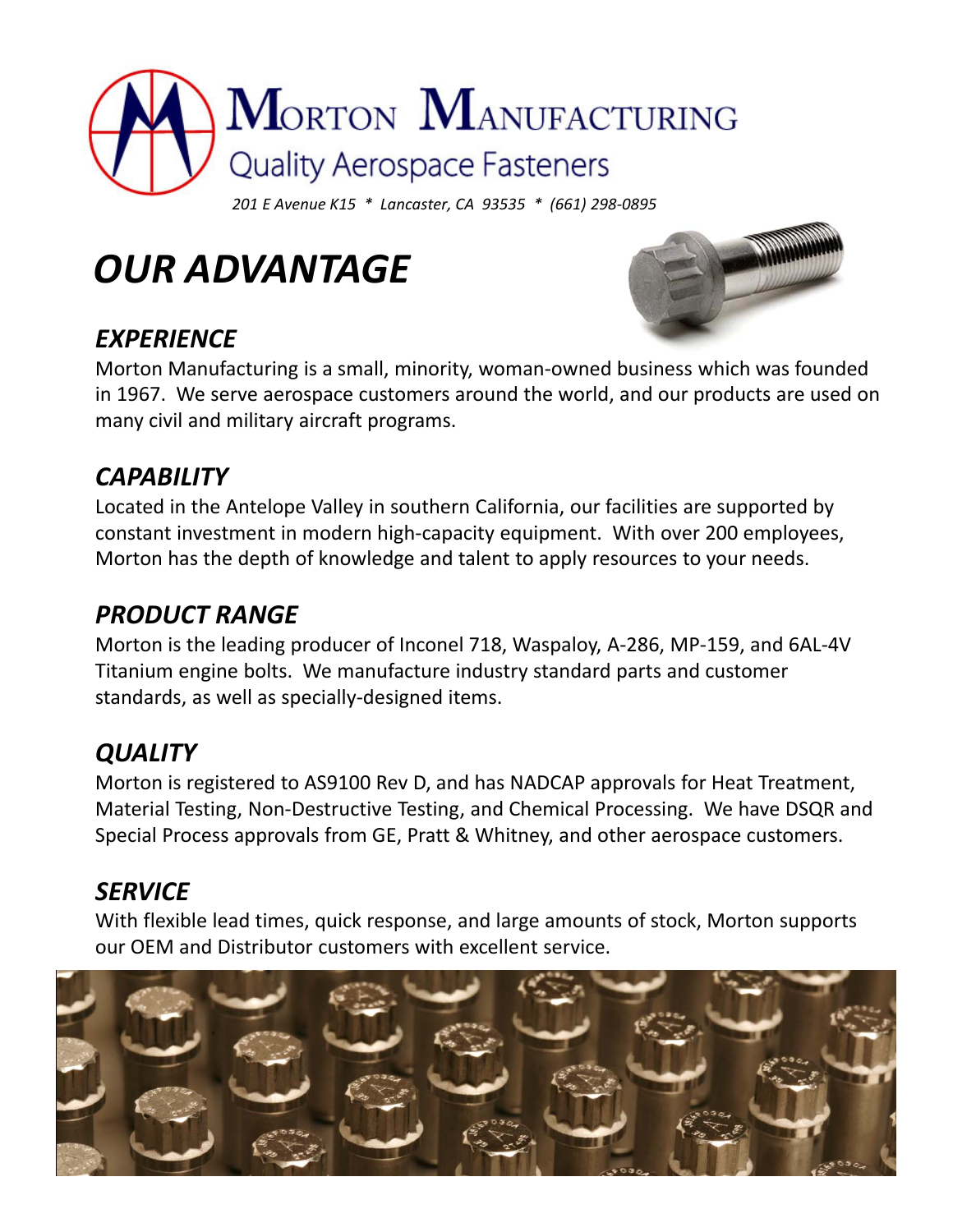# Morton Manufacturing

Quality Aerospace Fasteners

*201 E Avenue K15 * Lancaster, CA 93535 * (661) 298-0895*

# *OUR ADVANTAGE*

## *EXPERIENCE*

Morton Manufacturing is a small, minority, woman-owned business which was founded in 1967. We serve aerospace customers around the world, and our products are used on many civil and military aircraft programs.

## *CAPABILITY*

Located in the Antelope Valley in southern California, our facilities are supported by constant investment in modern high-capacity equipment. With over 200 employees, Morton has the depth of knowledge and talent to apply resources to your needs.

## *PRODUCT RANGE*

Morton is the leading producer of Inconel 718, Waspaloy, A-286, MP-159, and 6AL-4V Titanium engine bolts. We manufacture industry standard parts and customer standards, as well as specially-designed items.

## *QUALITY*

Morton is registered to AS9100 Rev D, and has NADCAP approvals for Heat Treatment, Material Testing, Non-Destructive Testing, and Chemical Processing. We have DSQR and Special Process approvals from GE, Pratt & Whitney, and other aerospace customers.

## *SERVICE*

With flexible lead times, quick response, and large amounts of stock, Morton supports our OEM and Distributor customers with excellent service.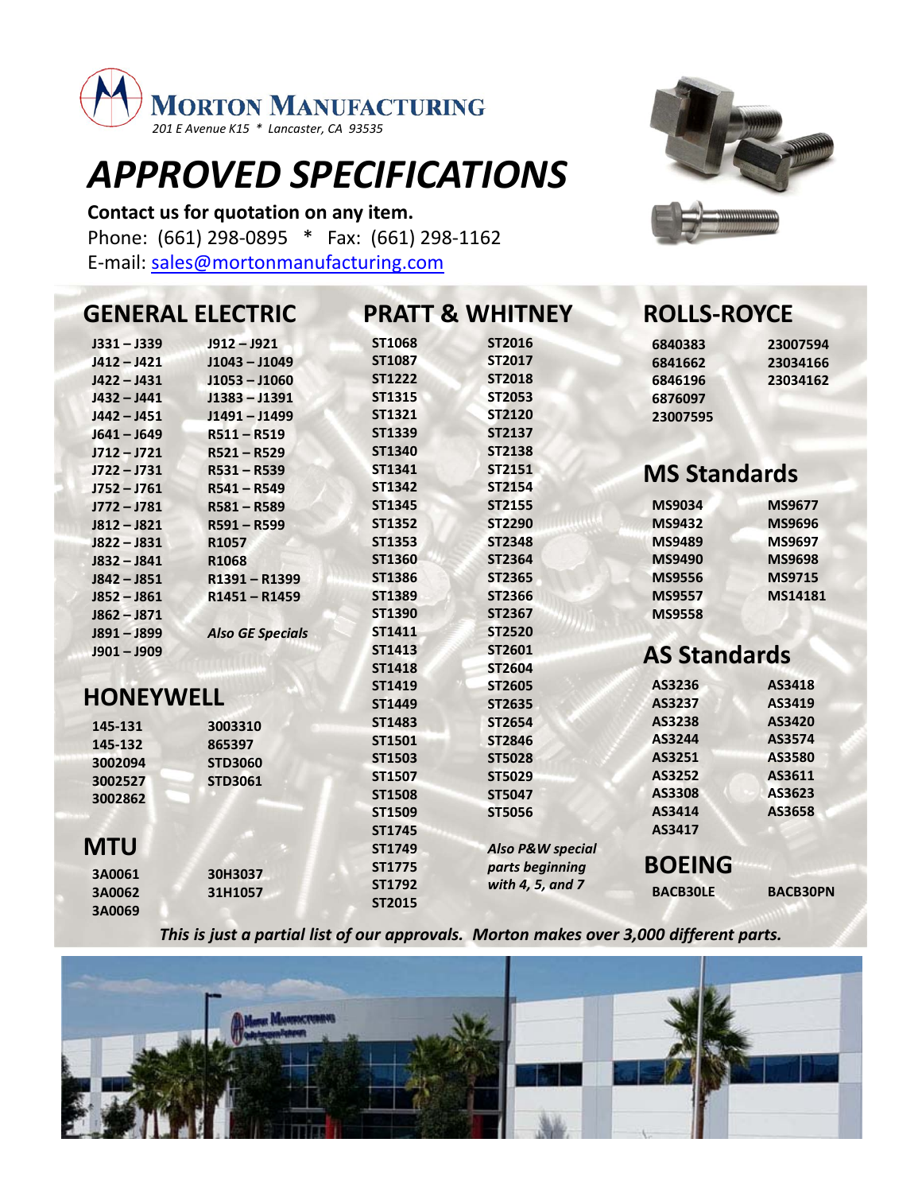**MORTON MANUFACTURING**

*201 E Avenue K15 * Lancaster, CA 93535*

# APPROVED SPECIFICATIONS

**Contact us for quotation on any item.**

Phone: (661) 298-0895 * Fax: (661) 298-1162

E-mail: sales@mortonmanufacturing.com

## GENERAL ELECTRIC

| | |
|---|---|
| J331 – J339 | J912 – J921 |
| J412 – J421 | J1043 – J1049 |
| J422 – J431 | J1053 – J1060 |
| J432 – J441 | J1383 – J1391 |
| J442 – J451 | J1491 – J1499 |
| J641 – J649 | R511 – R519 |
| J712 – J721 | R521 – R529 |
| J722 – J731 | R531 – R539 |
| J752 – J761 | R541 – R549 |
| J772 – J781 | R581 – R589 |
| J812 – J821 | R591 – R599 |
| J822 – J831 | R1057 |
| J832 – J841 | R1068 |
| J842 – J851 | R1391 – R1399 |
| J852 – J861 | R1451 – R1459 |
| J862 – J871 | |
| J891 – J899 | *Also GE Specials* |
| J901 – J909 | |

## HONEYWELL

| | |
|---|---|
| 145-131 | 3003310 |
| 145-132 | 865397 |
| 3002094 | STD3060 |
| 3002527 | STD3061 |
| 3002862 | |

## MTU

| | |
|---|---|
| 3A0061 | 30H3037 |
| 3A0062 | 31H1057 |
| 3A0069 | |

## PRATT & WHITNEY

| | |
|---|---|
| ST1068 | ST2016 |
| ST1087 | ST2017 |
| ST1222 | ST2018 |
| ST1315 | ST2053 |
| ST1321 | ST2120 |
| ST1339 | ST2137 |
| ST1340 | ST2138 |
| ST1341 | ST2151 |
| ST1342 | ST2154 |
| ST1345 | ST2155 |
| ST1352 | ST2290 |
| ST1353 | ST2348 |
| ST1360 | ST2364 |
| ST1386 | ST2365 |
| ST1389 | ST2366 |
| ST1390 | ST2367 |
| ST1411 | ST2520 |
| ST1413 | ST2601 |
| ST1418 | ST2604 |
| ST1419 | ST2605 |
| ST1449 | ST2635 |
| ST1483 | ST2654 |
| ST1501 | ST2846 |
| ST1503 | ST5028 |
| ST1507 | ST5029 |
| ST1508 | ST5047 |
| ST1509 | ST5056 |
| ST1745 | |
| ST1749 | *Also P&W special parts beginning with 4, 5, and 7* |
| ST1775 | |
| ST1792 | |
| ST2015 | |

## ROLLS-ROYCE

| | |
|---|---|
| 6840383 | 23007594 |
| 6841662 | 23034166 |
| 6846196 | 23034162 |
| 6876097 | |
| 23007595 | |

## MS Standards

| | |
|---|---|
| MS9034 | MS9677 |
| MS9432 | MS9696 |
| MS9489 | MS9697 |
| MS9490 | MS9698 |
| MS9556 | MS9715 |
| MS9557 | MS14181 |
| MS9558 | |

## AS Standards

| | |
|---|---|
| AS3236 | AS3418 |
| AS3237 | AS3419 |
| AS3238 | AS3420 |
| AS3244 | AS3574 |
| AS3251 | AS3580 |
| AS3252 | AS3611 |
| AS3308 | AS3623 |
| AS3414 | AS3658 |
| AS3417 | |

## BOEING

| | |
|---|---|
| BACB30LE | BACB30PN |

*This is just a partial list of our approvals. Morton makes over 3,000 different parts.*